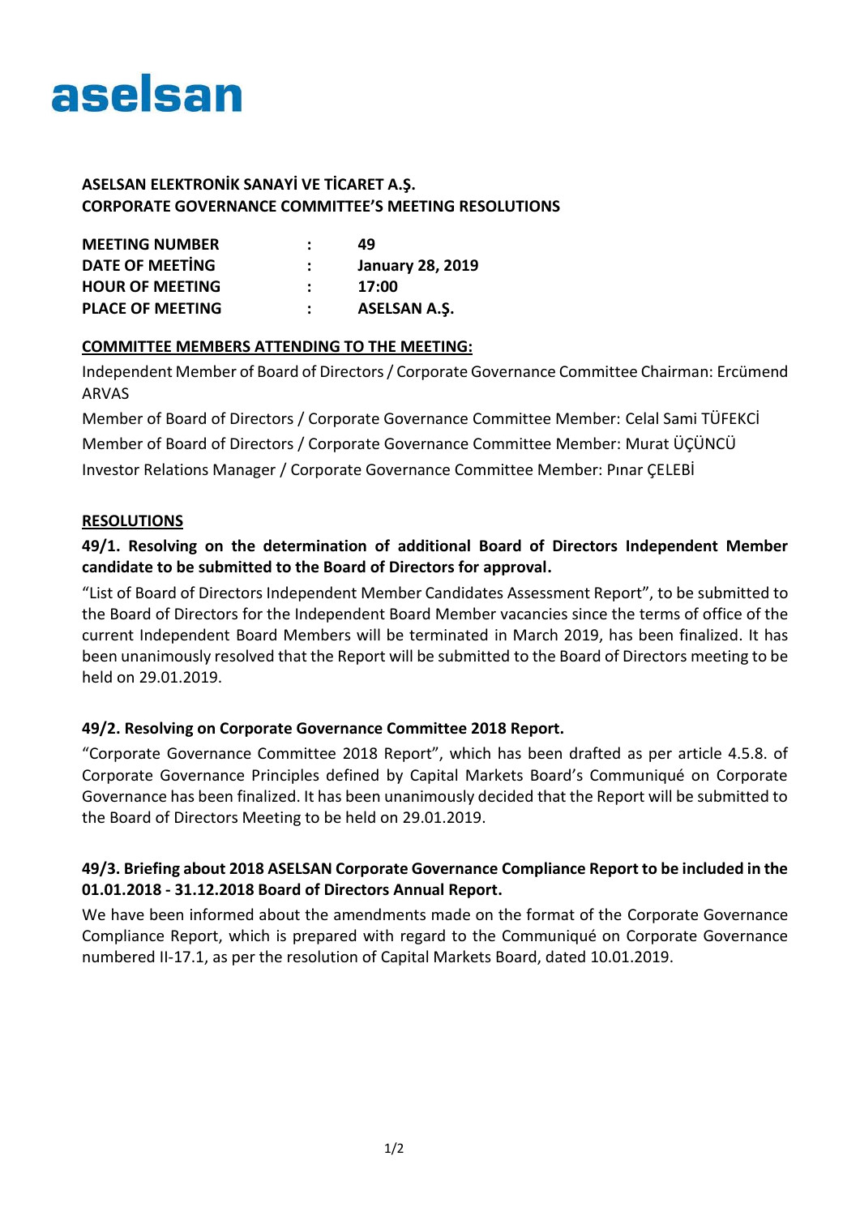aselsan

**ASELSAN ELEKTRONİK SANAYİ VE TİCARET A.Ş.**
**CORPORATE GOVERNANCE COMMITTEE'S MEETING RESOLUTIONS**

| | | |
|---|---|---|
| **MEETING NUMBER** | **:** | **49** |
| **DATE OF MEETİNG** | **:** | **January 28, 2019** |
| **HOUR OF MEETING** | **:** | **17:00** |
| **PLACE OF MEETING** | **:** | **ASELSAN A.Ş.** |

**COMMITTEE MEMBERS ATTENDING TO THE MEETING:**

Independent Member of Board of Directors / Corporate Governance Committee Chairman: Ercümend ARVAS

Member of Board of Directors / Corporate Governance Committee Member: Celal Sami TÜFEKCİ

Member of Board of Directors / Corporate Governance Committee Member: Murat ÜÇÜNCÜ

Investor Relations Manager / Corporate Governance Committee Member: Pınar ÇELEBİ

**RESOLUTIONS**

**49/1. Resolving on the determination of additional Board of Directors Independent Member candidate to be submitted to the Board of Directors for approval.**

"List of Board of Directors Independent Member Candidates Assessment Report", to be submitted to the Board of Directors for the Independent Board Member vacancies since the terms of office of the current Independent Board Members will be terminated in March 2019, has been finalized. It has been unanimously resolved that the Report will be submitted to the Board of Directors meeting to be held on 29.01.2019.

**49/2. Resolving on Corporate Governance Committee 2018 Report.**

"Corporate Governance Committee 2018 Report", which has been drafted as per article 4.5.8. of Corporate Governance Principles defined by Capital Markets Board's Communiqué on Corporate Governance has been finalized. It has been unanimously decided that the Report will be submitted to the Board of Directors Meeting to be held on 29.01.2019.

**49/3. Briefing about 2018 ASELSAN Corporate Governance Compliance Report to be included in the 01.01.2018 - 31.12.2018 Board of Directors Annual Report.**

We have been informed about the amendments made on the format of the Corporate Governance Compliance Report, which is prepared with regard to the Communiqué on Corporate Governance numbered II-17.1, as per the resolution of Capital Markets Board, dated 10.01.2019.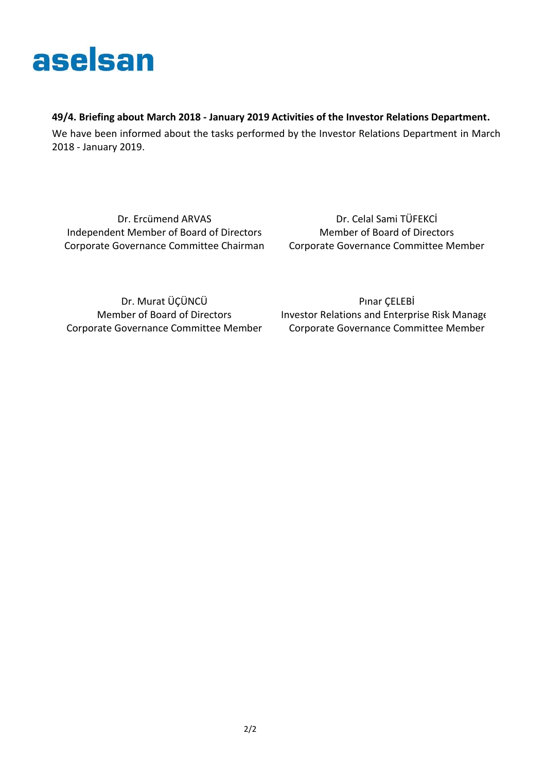aselsan

**49/4. Briefing about March 2018 - January 2019 Activities of the Investor Relations Department.**

We have been informed about the tasks performed by the Investor Relations Department in March 2018 - January 2019.

Dr. Ercümend ARVAS
Independent Member of Board of Directors
Corporate Governance Committee Chairman

Dr. Celal Sami TÜFEKCİ
Member of Board of Directors
Corporate Governance Committee Member

Dr. Murat ÜÇÜNCÜ
Member of Board of Directors
Corporate Governance Committee Member

Pınar ÇELEBİ
Investor Relations and Enterprise Risk Manage
Corporate Governance Committee Member